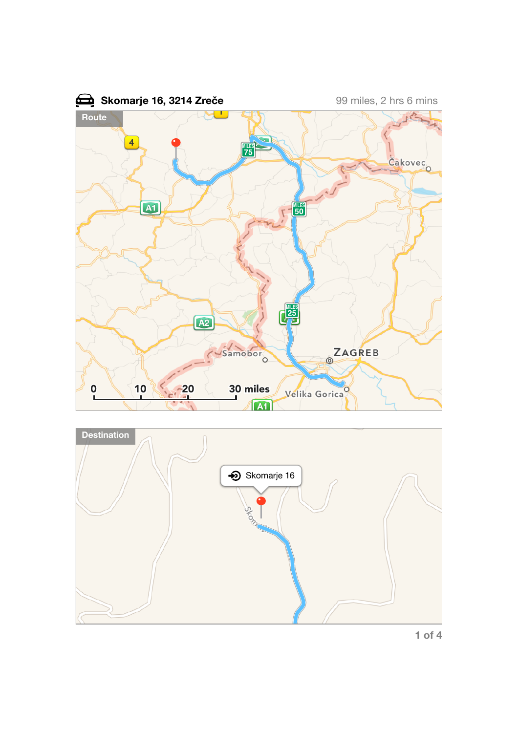**Skomarje 16, 3214 Zreče** 99 miles, 2 hrs 6 mins

Route

Destination

Skomarje 16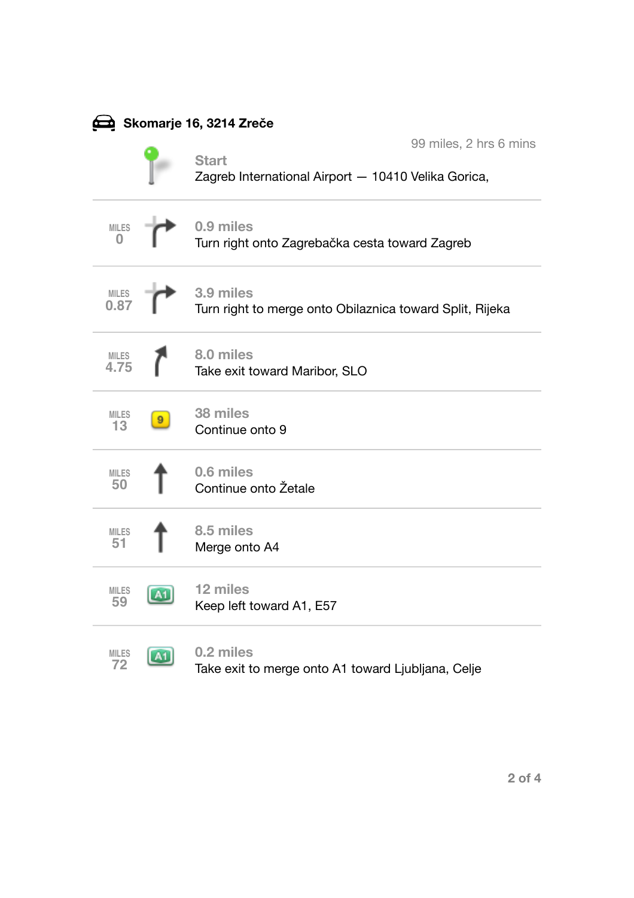## Skomarje 16, 3214 Zreče

99 miles, 2 hrs 6 mins

**Start**
Zagreb International Airport — 10410 Velika Gorica,

| Miles | Distance | Direction |
|---|---|---|
| 0 | 0.9 miles | Turn right onto Zagrebačka cesta toward Zagreb |
| 0.87 | 3.9 miles | Turn right to merge onto Obilaznica toward Split, Rijeka |
| 4.75 | 8.0 miles | Take exit toward Maribor, SLO |
| 13 | 38 miles | Continue onto 9 |
| 50 | 0.6 miles | Continue onto Žetale |
| 51 | 8.5 miles | Merge onto A4 |
| 59 | 12 miles | Keep left toward A1, E57 |
| 72 | 0.2 miles | Take exit to merge onto A1 toward Ljubljana, Celje |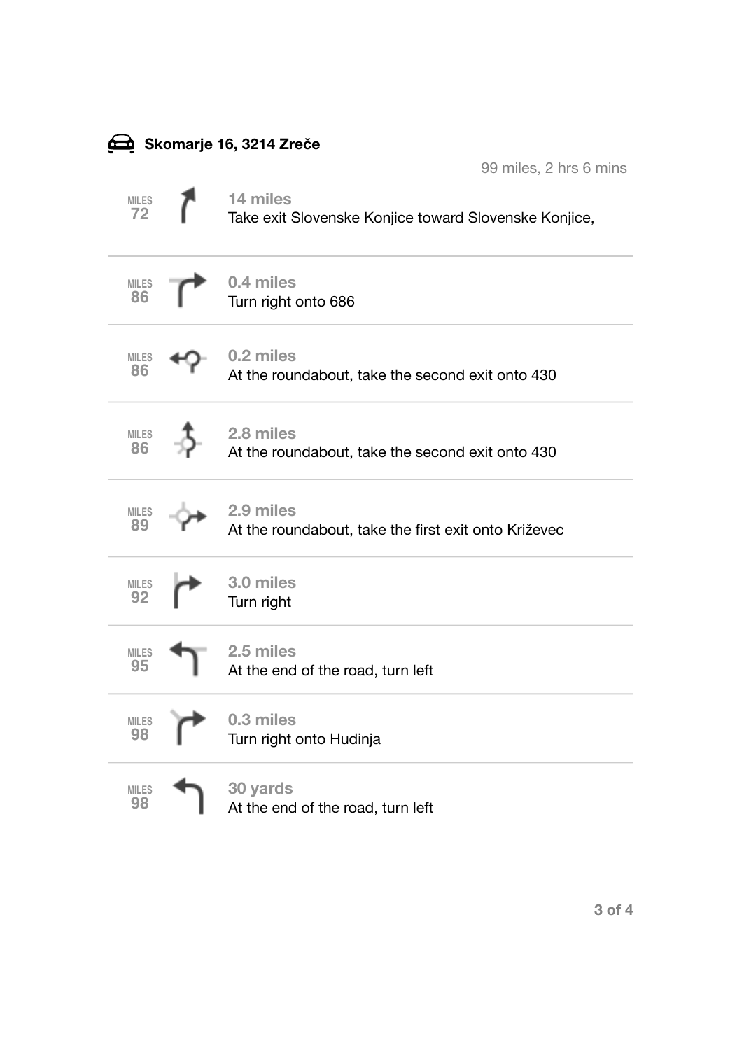**Skomarje 16, 3214 Zreče**

99 miles, 2 hrs 6 mins

| Miles | Distance | Direction |
| --- | --- | --- |
| 72 | 14 miles | Take exit Slovenske Konjice toward Slovenske Konjice, |
| 86 | 0.4 miles | Turn right onto 686 |
| 86 | 0.2 miles | At the roundabout, take the second exit onto 430 |
| 86 | 2.8 miles | At the roundabout, take the second exit onto 430 |
| 89 | 2.9 miles | At the roundabout, take the first exit onto Križevec |
| 92 | 3.0 miles | Turn right |
| 95 | 2.5 miles | At the end of the road, turn left |
| 98 | 0.3 miles | Turn right onto Hudinja |
| 98 | 30 yards | At the end of the road, turn left |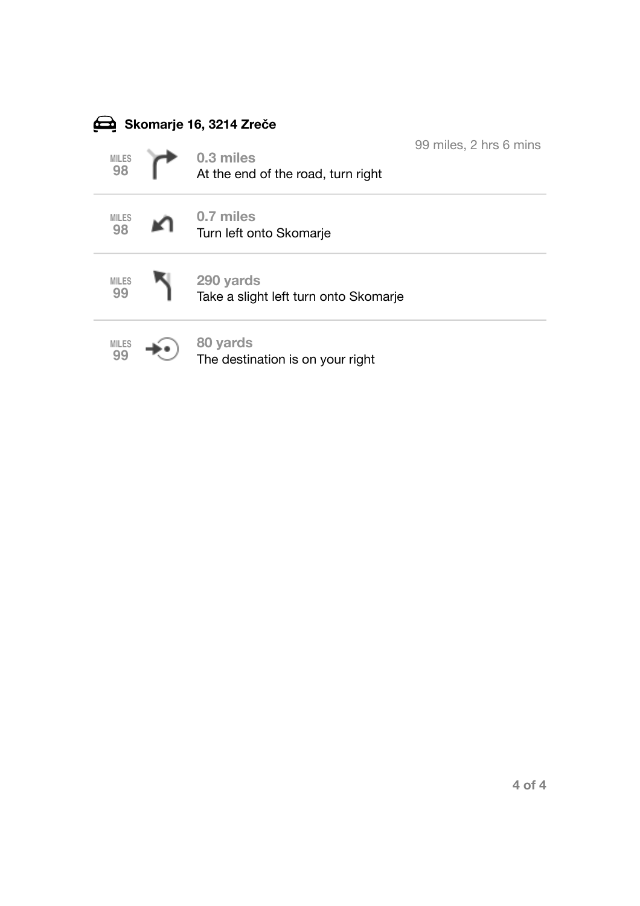**Skomarje 16, 3214 Zreče**

99 miles, 2 hrs 6 mins

| | | |
|---|---|---|
| MILES 98 | | **0.3 miles** At the end of the road, turn right |
| MILES 98 | | **0.7 miles** Turn left onto Skomarje |
| MILES 99 | | **290 yards** Take a slight left turn onto Skomarje |
| MILES 99 | | **80 yards** The destination is on your right |